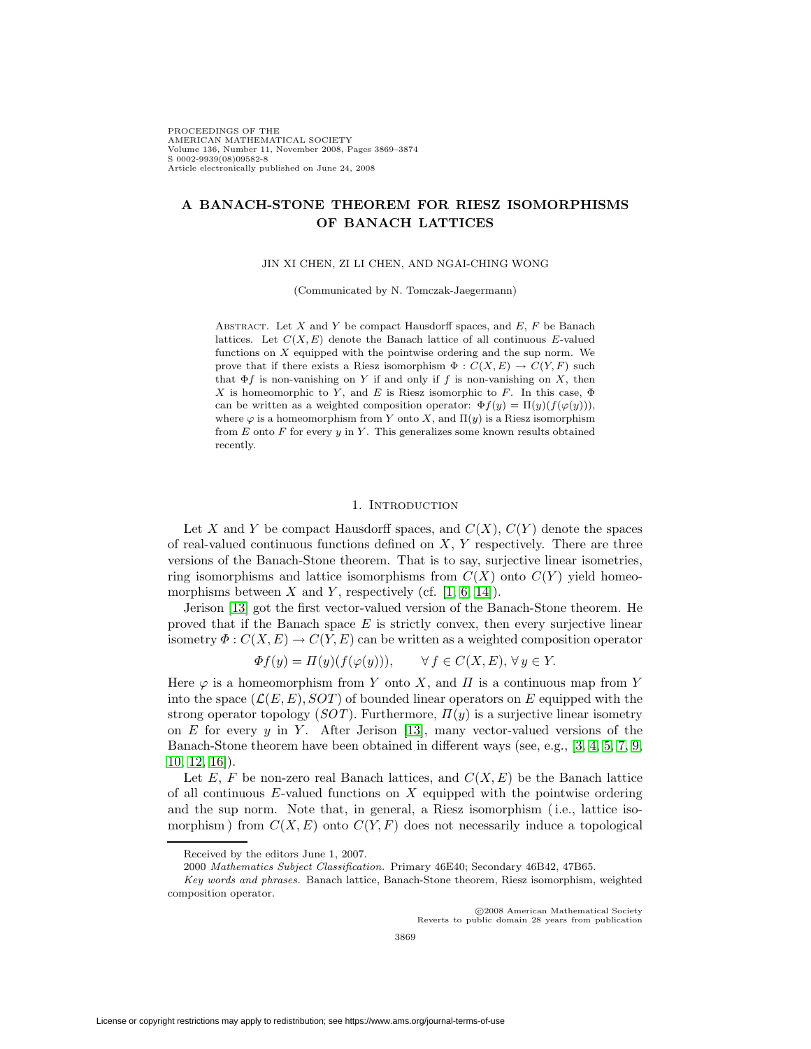# A BANACH-STONE THEOREM FOR RIESZ ISOMORPHISMS OF BANACH LATTICES

JIN XI CHEN, ZI LI CHEN, AND NGAI-CHING WONG

(Communicated by N. Tomczak-Jaegermann)

Abstract. Let $X$ and $Y$ be compact Hausdorff spaces, and $E$, $F$ be Banach lattices. Let $C(X,E)$ denote the Banach lattice of all continuous $E$-valued functions on $X$ equipped with the pointwise ordering and the sup norm. We prove that if there exists a Riesz isomorphism $\Phi : C(X,E) \to C(Y,F)$ such that $\Phi f$ is non-vanishing on $Y$ if and only if $f$ is non-vanishing on $X$, then $X$ is homeomorphic to $Y$, and $E$ is Riesz isomorphic to $F$. In this case, $\Phi$ can be written as a weighted composition operator: $\Phi f(y) = \Pi(y)(f(\varphi(y)))$, where $\varphi$ is a homeomorphism from $Y$ onto $X$, and $\Pi(y)$ is a Riesz isomorphism from $E$ onto $F$ for every $y$ in $Y$. This generalizes some known results obtained recently.

## 1. Introduction

Let $X$ and $Y$ be compact Hausdorff spaces, and $C(X)$, $C(Y)$ denote the spaces of real-valued continuous functions defined on $X$, $Y$ respectively. There are three versions of the Banach-Stone theorem. That is to say, surjective linear isometries, ring isomorphisms and lattice isomorphisms from $C(X)$ onto $C(Y)$ yield homeomorphisms between $X$ and $Y$, respectively (cf. [1, 6, 14]).

Jerison [13] got the first vector-valued version of the Banach-Stone theorem. He proved that if the Banach space $E$ is strictly convex, then every surjective linear isometry $\Phi : C(X,E) \to C(Y,E)$ can be written as a weighted composition operator

$$\Phi f(y) = \Pi(y)(f(\varphi(y))), \qquad \forall\, f \in C(X,E), \forall\, y \in Y.$$

Here $\varphi$ is a homeomorphism from $Y$ onto $X$, and $\Pi$ is a continuous map from $Y$ into the space $(\mathcal{L}(E,E), SOT)$ of bounded linear operators on $E$ equipped with the strong operator topology ($SOT$). Furthermore, $\Pi(y)$ is a surjective linear isometry on $E$ for every $y$ in $Y$. After Jerison [13], many vector-valued versions of the Banach-Stone theorem have been obtained in different ways (see, e.g., [3, 4, 5, 7, 9, 10, 12, 16]).

Let $E$, $F$ be non-zero real Banach lattices, and $C(X,E)$ be the Banach lattice of all continuous $E$-valued functions on $X$ equipped with the pointwise ordering and the sup norm. Note that, in general, a Riesz isomorphism (i.e., lattice isomorphism) from $C(X,E)$ onto $C(Y,F)$ does not necessarily induce a topological

---

Received by the editors June 1, 2007.

2000 *Mathematics Subject Classification.* Primary 46E40; Secondary 46B42, 47B65.

*Key words and phrases.* Banach lattice, Banach-Stone theorem, Riesz isomorphism, weighted composition operator.

©2008 American Mathematical Society
Reverts to public domain 28 years from publication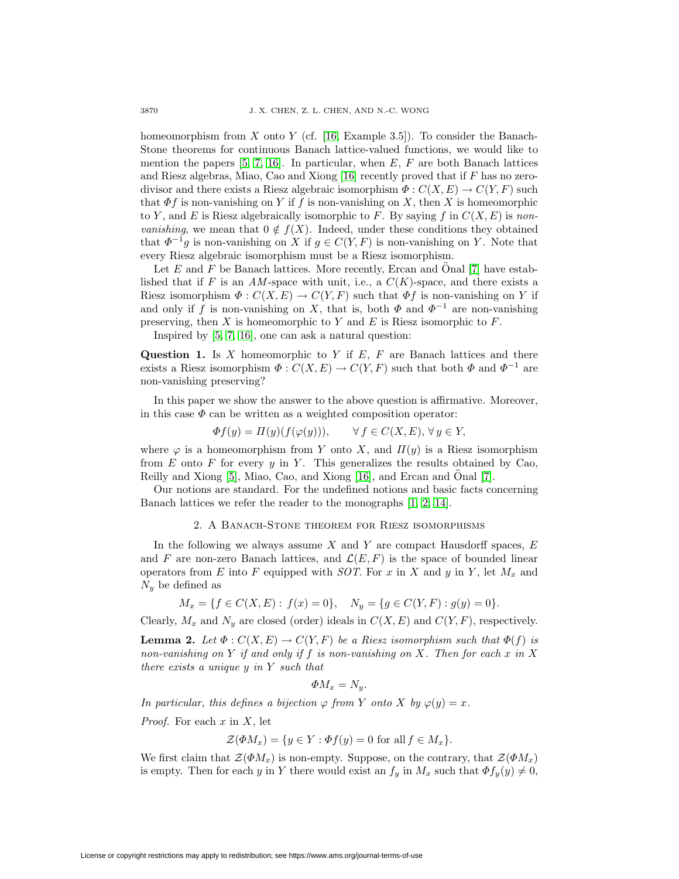homeomorphism from $X$ onto $Y$ (cf. [16, Example 3.5]). To consider the Banach-Stone theorems for continuous Banach lattice-valued functions, we would like to mention the papers [5, 7, 16]. In particular, when $E$, $F$ are both Banach lattices and Riesz algebras, Miao, Cao and Xiong [16] recently proved that if $F$ has no zero-divisor and there exists a Riesz algebraic isomorphism $\Phi : C(X, E) \to C(Y, F)$ such that $\Phi f$ is non-vanishing on $Y$ if $f$ is non-vanishing on $X$, then $X$ is homeomorphic to $Y$, and $E$ is Riesz algebraically isomorphic to $F$. By saying $f$ in $C(X, E)$ is *non-vanishing*, we mean that $0 \notin f(X)$. Indeed, under these conditions they obtained that $\Phi^{-1}g$ is non-vanishing on $X$ if $g \in C(Y, F)$ is non-vanishing on $Y$. Note that every Riesz algebraic isomorphism must be a Riesz isomorphism.

Let $E$ and $F$ be Banach lattices. More recently, Ercan and Önal [7] have established that if $F$ is an $AM$-space with unit, i.e., a $C(K)$-space, and there exists a Riesz isomorphism $\Phi : C(X, E) \to C(Y, F)$ such that $\Phi f$ is non-vanishing on $Y$ if and only if $f$ is non-vanishing on $X$, that is, both $\Phi$ and $\Phi^{-1}$ are non-vanishing preserving, then $X$ is homeomorphic to $Y$ and $E$ is Riesz isomorphic to $F$.

Inspired by [5, 7, 16], one can ask a natural question:

**Question 1.** Is $X$ homeomorphic to $Y$ if $E$, $F$ are Banach lattices and there exists a Riesz isomorphism $\Phi : C(X, E) \to C(Y, F)$ such that both $\Phi$ and $\Phi^{-1}$ are non-vanishing preserving?

In this paper we show the answer to the above question is affirmative. Moreover, in this case $\Phi$ can be written as a weighted composition operator:

$$\Phi f(y) = \Pi(y)(f(\varphi(y))), \qquad \forall\, f \in C(X, E), \forall\, y \in Y,$$

where $\varphi$ is a homeomorphism from $Y$ onto $X$, and $\Pi(y)$ is a Riesz isomorphism from $E$ onto $F$ for every $y$ in $Y$. This generalizes the results obtained by Cao, Reilly and Xiong [5], Miao, Cao, and Xiong [16], and Ercan and Önal [7].

Our notions are standard. For the undefined notions and basic facts concerning Banach lattices we refer the reader to the monographs [1, 2, 14].

## 2. A Banach-Stone theorem for Riesz isomorphisms

In the following we always assume $X$ and $Y$ are compact Hausdorff spaces, $E$ and $F$ are non-zero Banach lattices, and $\mathcal{L}(E, F)$ is the space of bounded linear operators from $E$ into $F$ equipped with *SOT*. For $x$ in $X$ and $y$ in $Y$, let $M_x$ and $N_y$ be defined as

$$M_x = \{f \in C(X, E) : f(x) = 0\}, \quad N_y = \{g \in C(Y, F) : g(y) = 0\}.$$

Clearly, $M_x$ and $N_y$ are closed (order) ideals in $C(X, E)$ and $C(Y, F)$, respectively.

**Lemma 2.** *Let $\Phi : C(X, E) \to C(Y, F)$ be a Riesz isomorphism such that $\Phi(f)$ is non-vanishing on $Y$ if and only if $f$ is non-vanishing on $X$. Then for each $x$ in $X$ there exists a unique $y$ in $Y$ such that*

$$\Phi M_x = N_y.$$

*In particular, this defines a bijection $\varphi$ from $Y$ onto $X$ by $\varphi(y) = x$.*

*Proof.* For each $x$ in $X$, let

$$\mathcal{Z}(\Phi M_x) = \{y \in Y : \Phi f(y) = 0 \text{ for all } f \in M_x\}.$$

We first claim that $\mathcal{Z}(\Phi M_x)$ is non-empty. Suppose, on the contrary, that $\mathcal{Z}(\Phi M_x)$ is empty. Then for each $y$ in $Y$ there would exist an $f_y$ in $M_x$ such that $\Phi f_y(y) \neq 0$,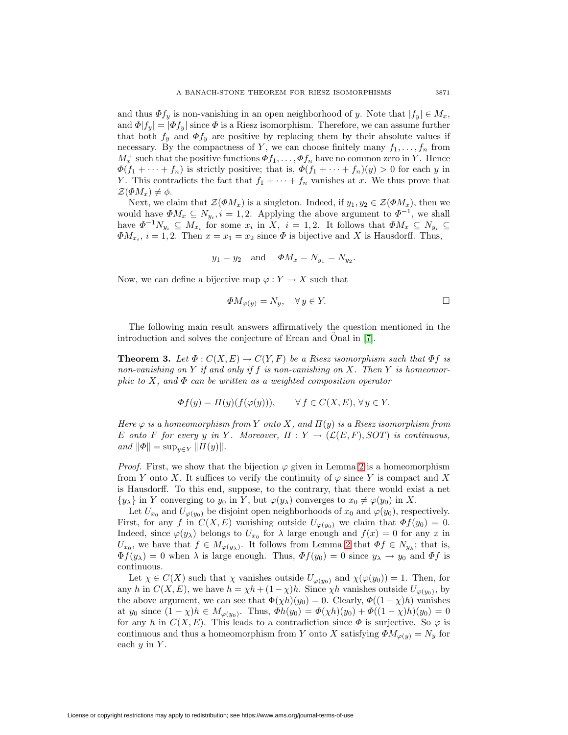and thus $\Phi f_y$ is non-vanishing in an open neighborhood of $y$. Note that $|f_y| \in M_x$, and $\Phi|f_y| = |\Phi f_y|$ since $\Phi$ is a Riesz isomorphism. Therefore, we can assume further that both $f_y$ and $\Phi f_y$ are positive by replacing them by their absolute values if necessary. By the compactness of $Y$, we can choose finitely many $f_1, \ldots, f_n$ from $M_x^+$ such that the positive functions $\Phi f_1, \ldots, \Phi f_n$ have no common zero in $Y$. Hence $\Phi(f_1 + \cdots + f_n)$ is strictly positive; that is, $\Phi(f_1 + \cdots + f_n)(y) > 0$ for each $y$ in $Y$. This contradicts the fact that $f_1 + \cdots + f_n$ vanishes at $x$. We thus prove that $\mathcal{Z}(\Phi M_x) \neq \phi$.

Next, we claim that $\mathcal{Z}(\Phi M_x)$ is a singleton. Indeed, if $y_1, y_2 \in \mathcal{Z}(\Phi M_x)$, then we would have $\Phi M_x \subseteq N_{y_i}, i = 1, 2$. Applying the above argument to $\Phi^{-1}$, we shall have $\Phi^{-1} N_{y_i} \subseteq M_{x_i}$ for some $x_i$ in $X$, $i = 1, 2$. It follows that $\Phi M_x \subseteq N_{y_i} \subseteq \Phi M_{x_i}$, $i = 1, 2$. Then $x = x_1 = x_2$ since $\Phi$ is bijective and $X$ is Hausdorff. Thus,

$$y_1 = y_2 \quad \text{and} \quad \Phi M_x = N_{y_1} = N_{y_2}.$$

Now, we can define a bijective map $\varphi : Y \to X$ such that

$$\Phi M_{\varphi(y)} = N_y, \quad \forall\, y \in Y. \qquad \square$$

The following main result answers affirmatively the question mentioned in the introduction and solves the conjecture of Ercan and Önal in [7].

**Theorem 3.** *Let $\Phi : C(X, E) \to C(Y, F)$ be a Riesz isomorphism such that $\Phi f$ is non-vanishing on $Y$ if and only if $f$ is non-vanishing on $X$. Then $Y$ is homeomorphic to $X$, and $\Phi$ can be written as a weighted composition operator*

$$\Phi f(y) = \Pi(y)(f(\varphi(y))), \qquad \forall\, f \in C(X, E), \forall\, y \in Y.$$

*Here $\varphi$ is a homeomorphism from $Y$ onto $X$, and $\Pi(y)$ is a Riesz isomorphism from $E$ onto $F$ for every $y$ in $Y$. Moreover, $\Pi : Y \to (\mathcal{L}(E, F), SOT)$ is continuous, and $\|\Phi\| = \sup_{y \in Y} \|\Pi(y)\|$.*

*Proof.* First, we show that the bijection $\varphi$ given in Lemma 2 is a homeomorphism from $Y$ onto $X$. It suffices to verify the continuity of $\varphi$ since $Y$ is compact and $X$ is Hausdorff. To this end, suppose, to the contrary, that there would exist a net $\{y_\lambda\}$ in $Y$ converging to $y_0$ in $Y$, but $\varphi(y_\lambda)$ converges to $x_0 \neq \varphi(y_0)$ in $X$.

Let $U_{x_0}$ and $U_{\varphi(y_0)}$ be disjoint open neighborhoods of $x_0$ and $\varphi(y_0)$, respectively. First, for any $f$ in $C(X, E)$ vanishing outside $U_{\varphi(y_0)}$ we claim that $\Phi f(y_0) = 0$. Indeed, since $\varphi(y_\lambda)$ belongs to $U_{x_0}$ for $\lambda$ large enough and $f(x) = 0$ for any $x$ in $U_{x_0}$, we have that $f \in M_{\varphi(y_\lambda)}$. It follows from Lemma 2 that $\Phi f \in N_{y_\lambda}$; that is, $\Phi f(y_\lambda) = 0$ when $\lambda$ is large enough. Thus, $\Phi f(y_0) = 0$ since $y_\lambda \to y_0$ and $\Phi f$ is continuous.

Let $\chi \in C(X)$ such that $\chi$ vanishes outside $U_{\varphi(y_0)}$ and $\chi(\varphi(y_0)) = 1$. Then, for any $h$ in $C(X, E)$, we have $h = \chi h + (1 - \chi)h$. Since $\chi h$ vanishes outside $U_{\varphi(y_0)}$, by the above argument, we can see that $\Phi(\chi h)(y_0) = 0$. Clearly, $\Phi((1 - \chi)h)$ vanishes at $y_0$ since $(1 - \chi)h \in M_{\varphi(y_0)}$. Thus, $\Phi h(y_0) = \Phi(\chi h)(y_0) + \Phi((1 - \chi)h)(y_0) = 0$ for any $h$ in $C(X, E)$. This leads to a contradiction since $\Phi$ is surjective. So $\varphi$ is continuous and thus a homeomorphism from $Y$ onto $X$ satisfying $\Phi M_{\varphi(y)} = N_y$ for each $y$ in $Y$.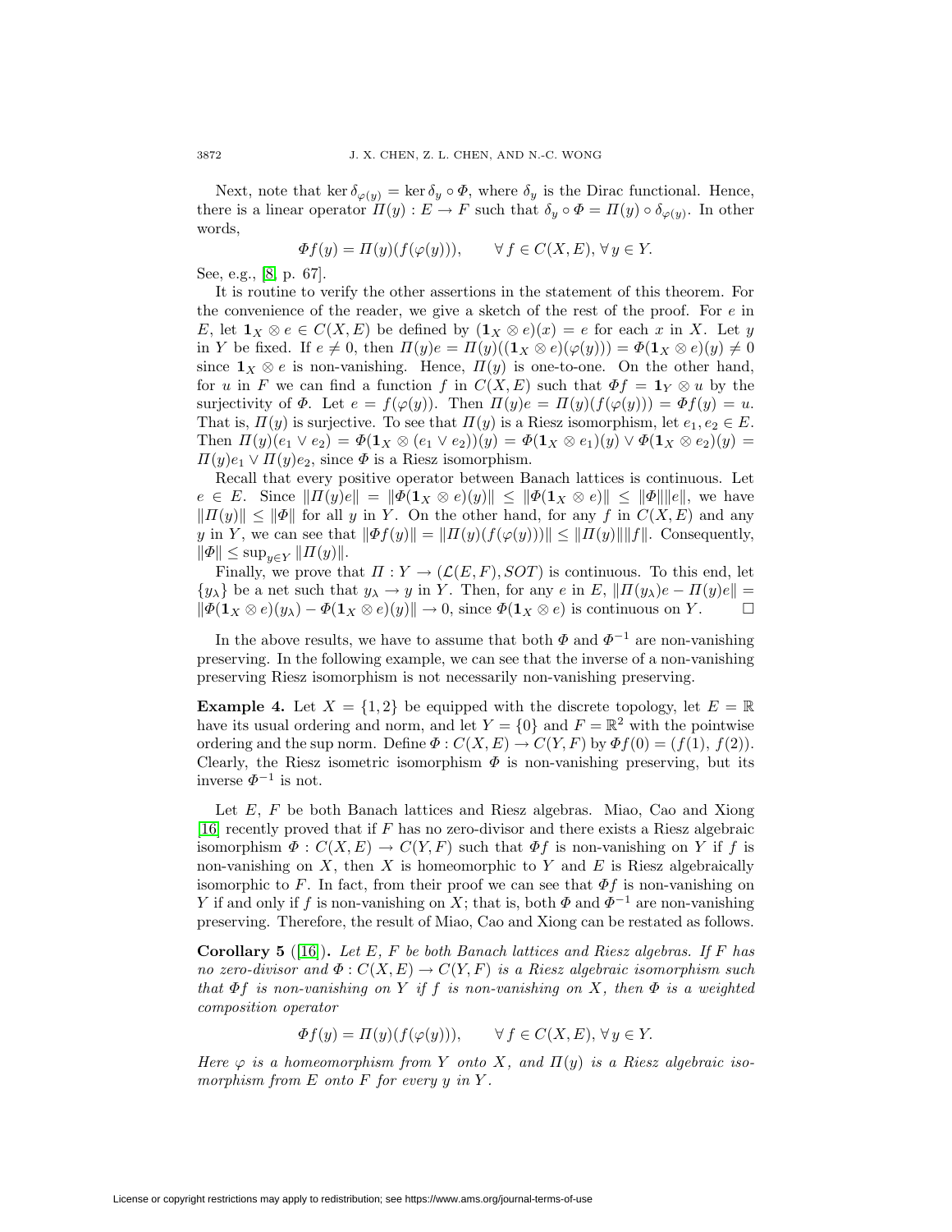Next, note that $\ker \delta_{\varphi(y)} = \ker \delta_y \circ \Phi$, where $\delta_y$ is the Dirac functional. Hence, there is a linear operator $\Pi(y) : E \to F$ such that $\delta_y \circ \Phi = \Pi(y) \circ \delta_{\varphi(y)}$. In other words,

$$\Phi f(y) = \Pi(y)(f(\varphi(y))), \qquad \forall\, f \in C(X,E), \forall\, y \in Y.$$

See, e.g., [8, p. 67].

It is routine to verify the other assertions in the statement of this theorem. For the convenience of the reader, we give a sketch of the rest of the proof. For $e$ in $E$, let $\mathbf{1}_X \otimes e \in C(X,E)$ be defined by $(\mathbf{1}_X \otimes e)(x) = e$ for each $x$ in $X$. Let $y$ in $Y$ be fixed. If $e \neq 0$, then $\Pi(y)e = \Pi(y)((\mathbf{1}_X \otimes e)(\varphi(y))) = \Phi(\mathbf{1}_X \otimes e)(y) \neq 0$ since $\mathbf{1}_X \otimes e$ is non-vanishing. Hence, $\Pi(y)$ is one-to-one. On the other hand, for $u$ in $F$ we can find a function $f$ in $C(X,E)$ such that $\Phi f = \mathbf{1}_Y \otimes u$ by the surjectivity of $\Phi$. Let $e = f(\varphi(y))$. Then $\Pi(y)e = \Pi(y)(f(\varphi(y))) = \Phi f(y) = u$. That is, $\Pi(y)$ is surjective. To see that $\Pi(y)$ is a Riesz isomorphism, let $e_1, e_2 \in E$. Then $\Pi(y)(e_1 \vee e_2) = \Phi(\mathbf{1}_X \otimes (e_1 \vee e_2))(y) = \Phi(\mathbf{1}_X \otimes e_1)(y) \vee \Phi(\mathbf{1}_X \otimes e_2)(y) = \Pi(y)e_1 \vee \Pi(y)e_2$, since $\Phi$ is a Riesz isomorphism.

Recall that every positive operator between Banach lattices is continuous. Let $e \in E$. Since $\|\Pi(y)e\| = \|\Phi(\mathbf{1}_X \otimes e)(y)\| \leq \|\Phi(\mathbf{1}_X \otimes e)\| \leq \|\Phi\|\|e\|$, we have $\|\Pi(y)\| \leq \|\Phi\|$ for all $y$ in $Y$. On the other hand, for any $f$ in $C(X,E)$ and any $y$ in $Y$, we can see that $\|\Phi f(y)\| = \|\Pi(y)(f(\varphi(y)))\| \leq \|\Pi(y)\|\|f\|$. Consequently, $\|\Phi\| \leq \sup_{y \in Y} \|\Pi(y)\|$.

Finally, we prove that $\Pi : Y \to (\mathcal{L}(E,F), SOT)$ is continuous. To this end, let $\{y_\lambda\}$ be a net such that $y_\lambda \to y$ in $Y$. Then, for any $e$ in $E$, $\|\Pi(y_\lambda)e - \Pi(y)e\| = \|\Phi(\mathbf{1}_X \otimes e)(y_\lambda) - \Phi(\mathbf{1}_X \otimes e)(y)\| \to 0$, since $\Phi(\mathbf{1}_X \otimes e)$ is continuous on $Y$. $\square$

In the above results, we have to assume that both $\Phi$ and $\Phi^{-1}$ are non-vanishing preserving. In the following example, we can see that the inverse of a non-vanishing preserving Riesz isomorphism is not necessarily non-vanishing preserving.

**Example 4.** Let $X = \{1, 2\}$ be equipped with the discrete topology, let $E = \mathbb{R}$ have its usual ordering and norm, and let $Y = \{0\}$ and $F = \mathbb{R}^2$ with the pointwise ordering and the sup norm. Define $\Phi : C(X,E) \to C(Y,F)$ by $\Phi f(0) = (f(1), f(2))$. Clearly, the Riesz isometric isomorphism $\Phi$ is non-vanishing preserving, but its inverse $\Phi^{-1}$ is not.

Let $E$, $F$ be both Banach lattices and Riesz algebras. Miao, Cao and Xiong [16] recently proved that if $F$ has no zero-divisor and there exists a Riesz algebraic isomorphism $\Phi : C(X,E) \to C(Y,F)$ such that $\Phi f$ is non-vanishing on $Y$ if $f$ is non-vanishing on $X$, then $X$ is homeomorphic to $Y$ and $E$ is Riesz algebraically isomorphic to $F$. In fact, from their proof we can see that $\Phi f$ is non-vanishing on $Y$ if and only if $f$ is non-vanishing on $X$; that is, both $\Phi$ and $\Phi^{-1}$ are non-vanishing preserving. Therefore, the result of Miao, Cao and Xiong can be restated as follows.

**Corollary 5** ([16])**.** *Let $E$, $F$ be both Banach lattices and Riesz algebras. If $F$ has no zero-divisor and $\Phi : C(X,E) \to C(Y,F)$ is a Riesz algebraic isomorphism such that $\Phi f$ is non-vanishing on $Y$ if $f$ is non-vanishing on $X$, then $\Phi$ is a weighted composition operator*

$$\Phi f(y) = \Pi(y)(f(\varphi(y))), \qquad \forall\, f \in C(X,E), \forall\, y \in Y.$$

*Here $\varphi$ is a homeomorphism from $Y$ onto $X$, and $\Pi(y)$ is a Riesz algebraic isomorphism from $E$ onto $F$ for every $y$ in $Y$.*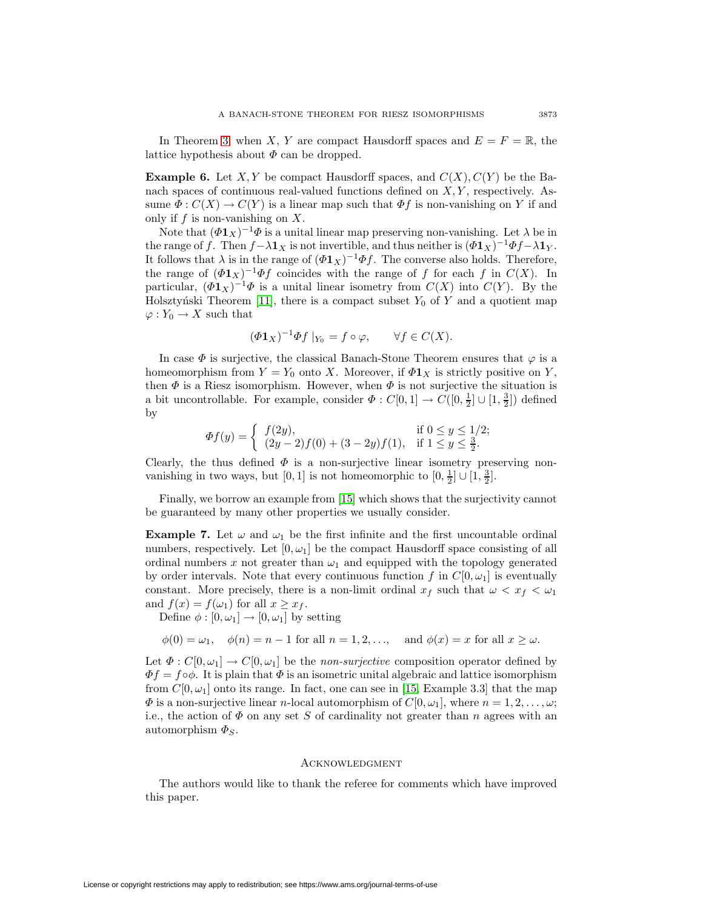In Theorem 3, when $X$, $Y$ are compact Hausdorff spaces and $E = F = \mathbb{R}$, the lattice hypothesis about $\Phi$ can be dropped.

**Example 6.** Let $X, Y$ be compact Hausdorff spaces, and $C(X), C(Y)$ be the Banach spaces of continuous real-valued functions defined on $X, Y$, respectively. Assume $\Phi : C(X) \to C(Y)$ is a linear map such that $\Phi f$ is non-vanishing on $Y$ if and only if $f$ is non-vanishing on $X$.

Note that $(\Phi \mathbf{1}_X)^{-1}\Phi$ is a unital linear map preserving non-vanishing. Let $\lambda$ be in the range of $f$. Then $f - \lambda \mathbf{1}_X$ is not invertible, and thus neither is $(\Phi \mathbf{1}_X)^{-1}\Phi f - \lambda \mathbf{1}_Y$. It follows that $\lambda$ is in the range of $(\Phi \mathbf{1}_X)^{-1}\Phi f$. The converse also holds. Therefore, the range of $(\Phi \mathbf{1}_X)^{-1}\Phi f$ coincides with the range of $f$ for each $f$ in $C(X)$. In particular, $(\Phi \mathbf{1}_X)^{-1}\Phi$ is a unital linear isometry from $C(X)$ into $C(Y)$. By the Holsztyński Theorem [11], there is a compact subset $Y_0$ of $Y$ and a quotient map $\varphi : Y_0 \to X$ such that

$$(\Phi \mathbf{1}_X)^{-1}\Phi f \mid_{Y_0} = f \circ \varphi, \qquad \forall f \in C(X).$$

In case $\Phi$ is surjective, the classical Banach-Stone Theorem ensures that $\varphi$ is a homeomorphism from $Y = Y_0$ onto $X$. Moreover, if $\Phi \mathbf{1}_X$ is strictly positive on $Y$, then $\Phi$ is a Riesz isomorphism. However, when $\Phi$ is not surjective the situation is a bit uncontrollable. For example, consider $\Phi : C[0,1] \to C([0, \frac{1}{2}] \cup [1, \frac{3}{2}])$ defined by

$$\Phi f(y) = \begin{cases} f(2y), & \text{if } 0 \leq y \leq 1/2; \\ (2y-2)f(0) + (3-2y)f(1), & \text{if } 1 \leq y \leq \frac{3}{2}. \end{cases}$$

Clearly, the thus defined $\Phi$ is a non-surjective linear isometry preserving non-vanishing in two ways, but $[0,1]$ is not homeomorphic to $[0, \frac{1}{2}] \cup [1, \frac{3}{2}]$.

Finally, we borrow an example from [15] which shows that the surjectivity cannot be guaranteed by many other properties we usually consider.

**Example 7.** Let $\omega$ and $\omega_1$ be the first infinite and the first uncountable ordinal numbers, respectively. Let $[0, \omega_1]$ be the compact Hausdorff space consisting of all ordinal numbers $x$ not greater than $\omega_1$ and equipped with the topology generated by order intervals. Note that every continuous function $f$ in $C[0, \omega_1]$ is eventually constant. More precisely, there is a non-limit ordinal $x_f$ such that $\omega < x_f < \omega_1$ and $f(x) = f(\omega_1)$ for all $x \geq x_f$.

Define $\phi : [0, \omega_1] \to [0, \omega_1]$ by setting

$$\phi(0) = \omega_1, \quad \phi(n) = n - 1 \text{ for all } n = 1, 2, \ldots, \quad \text{and } \phi(x) = x \text{ for all } x \geq \omega.$$

Let $\Phi : C[0, \omega_1] \to C[0, \omega_1]$ be the *non-surjective* composition operator defined by $\Phi f = f \circ \phi$. It is plain that $\Phi$ is an isometric unital algebraic and lattice isomorphism from $C[0, \omega_1]$ onto its range. In fact, one can see in [15, Example 3.3] that the map $\Phi$ is a non-surjective linear $n$-local automorphism of $C[0, \omega_1]$, where $n = 1, 2, \ldots, \omega$; i.e., the action of $\Phi$ on any set $S$ of cardinality not greater than $n$ agrees with an automorphism $\Phi_S$.

## Acknowledgment

The authors would like to thank the referee for comments which have improved this paper.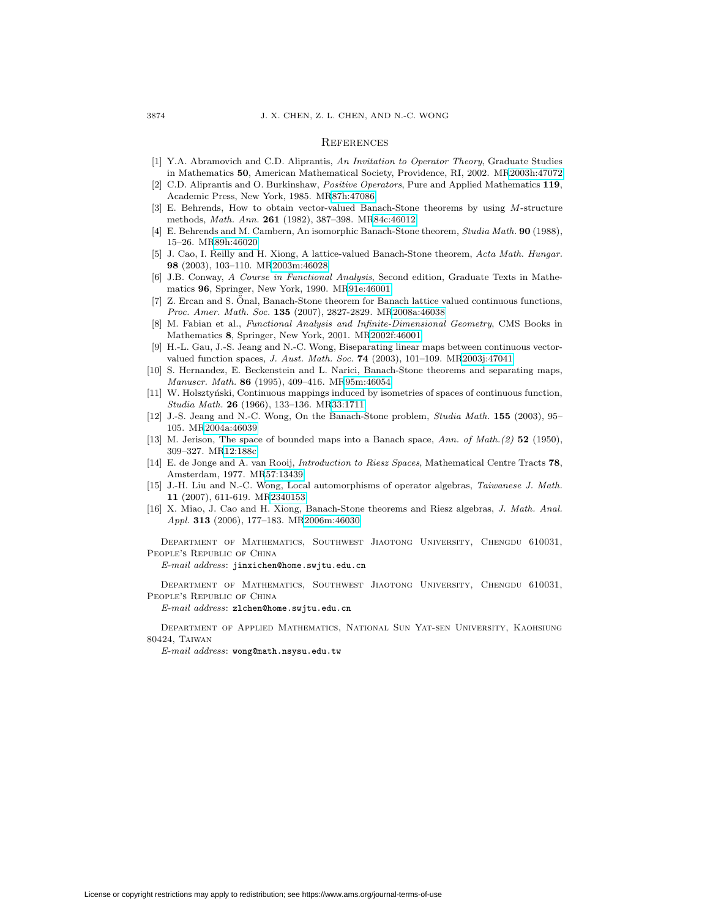## References

[1] Y.A. Abramovich and C.D. Aliprantis, *An Invitation to Operator Theory*, Graduate Studies in Mathematics **50**, American Mathematical Society, Providence, RI, 2002. MR2003h:47072

[2] C.D. Aliprantis and O. Burkinshaw, *Positive Operators*, Pure and Applied Mathematics **119**, Academic Press, New York, 1985. MR87h:47086

[3] E. Behrends, How to obtain vector-valued Banach-Stone theorems by using $M$-structure methods, *Math. Ann.* **261** (1982), 387–398. MR84c:46012

[4] E. Behrends and M. Cambern, An isomorphic Banach-Stone theorem, *Studia Math.* **90** (1988), 15–26. MR89h:46020

[5] J. Cao, I. Reilly and H. Xiong, A lattice-valued Banach-Stone theorem, *Acta Math. Hungar.* **98** (2003), 103–110. MR2003m:46028

[6] J.B. Conway, *A Course in Functional Analysis*, Second edition, Graduate Texts in Mathematics **96**, Springer, New York, 1990. MR91e:46001

[7] Z. Ercan and S. Önal, Banach-Stone theorem for Banach lattice valued continuous functions, *Proc. Amer. Math. Soc.* **135** (2007), 2827-2829. MR2008a:46038

[8] M. Fabian et al., *Functional Analysis and Infinite-Dimensional Geometry*, CMS Books in Mathematics **8**, Springer, New York, 2001. MR2002f:46001

[9] H.-L. Gau, J.-S. Jeang and N.-C. Wong, Biseparating linear maps between continuous vector-valued function spaces, *J. Aust. Math. Soc.* **74** (2003), 101–109. MR2003j:47041

[10] S. Hernandez, E. Beckenstein and L. Narici, Banach-Stone theorems and separating maps, *Manuscr. Math.* **86** (1995), 409–416. MR95m:46054

[11] W. Holsztyński, Continuous mappings induced by isometries of spaces of continuous function, *Studia Math.* **26** (1966), 133–136. MR33:1711

[12] J.-S. Jeang and N.-C. Wong, On the Banach-Stone problem, *Studia Math.* **155** (2003), 95–105. MR2004a:46039

[13] M. Jerison, The space of bounded maps into a Banach space, *Ann. of Math.(2)* **52** (1950), 309–327. MR12:188c

[14] E. de Jonge and A. van Rooij, *Introduction to Riesz Spaces*, Mathematical Centre Tracts **78**, Amsterdam, 1977. MR57:13439

[15] J.-H. Liu and N.-C. Wong, Local automorphisms of operator algebras, *Taiwanese J. Math.* **11** (2007), 611-619. MR2340153

[16] X. Miao, J. Cao and H. Xiong, Banach-Stone theorems and Riesz algebras, *J. Math. Anal. Appl.* **313** (2006), 177–183. MR2006m:46030

Department of Mathematics, Southwest Jiaotong University, Chengdu 610031, People's Republic of China

*E-mail address*: jinxichen@home.swjtu.edu.cn

Department of Mathematics, Southwest Jiaotong University, Chengdu 610031, People's Republic of China

*E-mail address*: zlchen@home.swjtu.edu.cn

Department of Applied Mathematics, National Sun Yat-sen University, Kaohsiung 80424, Taiwan

*E-mail address*: wong@math.nsysu.edu.tw